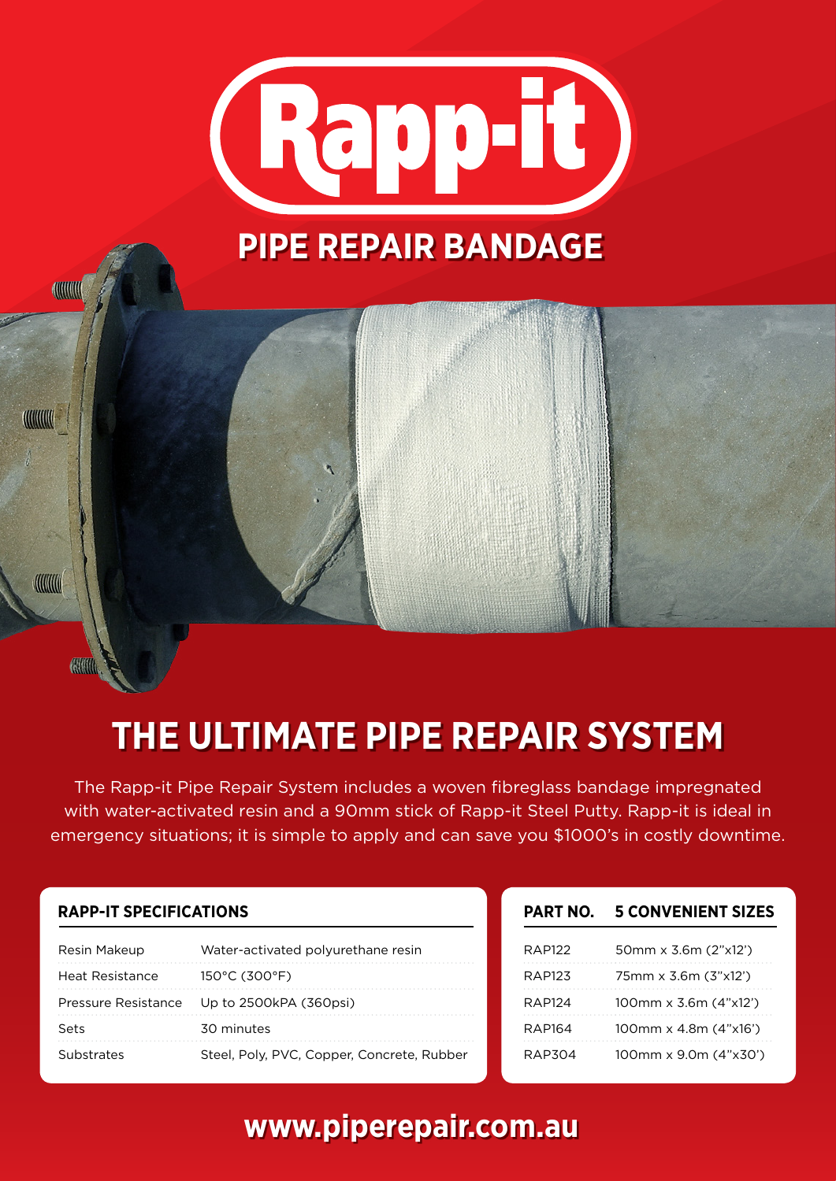# Rapp-it

## PIPE REPAIR BANDAGE

## THE ULTIMATE PIPE REPAIR SYSTEM

The Rapp-it Pipe Repair System includes a woven fibreglass bandage impregnated with water-activated resin and a 90mm stick of Rapp-it Steel Putty. Rapp-it is ideal in emergency situations; it is simple to apply and can save you $1000's in costly downtime.

**RAPP-IT SPECIFICATIONS**

| | |
|---|---|
| Resin Makeup | Water-activated polyurethane resin |
| Heat Resistance | 150°C (300°F) |
| Pressure Resistance | Up to 2500kPA (360psi) |
| Sets | 30 minutes |
| Substrates | Steel, Poly, PVC, Copper, Concrete, Rubber |

| PART NO. | 5 CONVENIENT SIZES |
|---|---|
| RAP122 | 50mm x 3.6m (2"x12') |
| RAP123 | 75mm x 3.6m (3"x12') |
| RAP124 | 100mm x 3.6m (4"x12') |
| RAP164 | 100mm x 4.8m (4"x16') |
| RAP304 | 100mm x 9.0m (4"x30') |

**www.piperepair.com.au**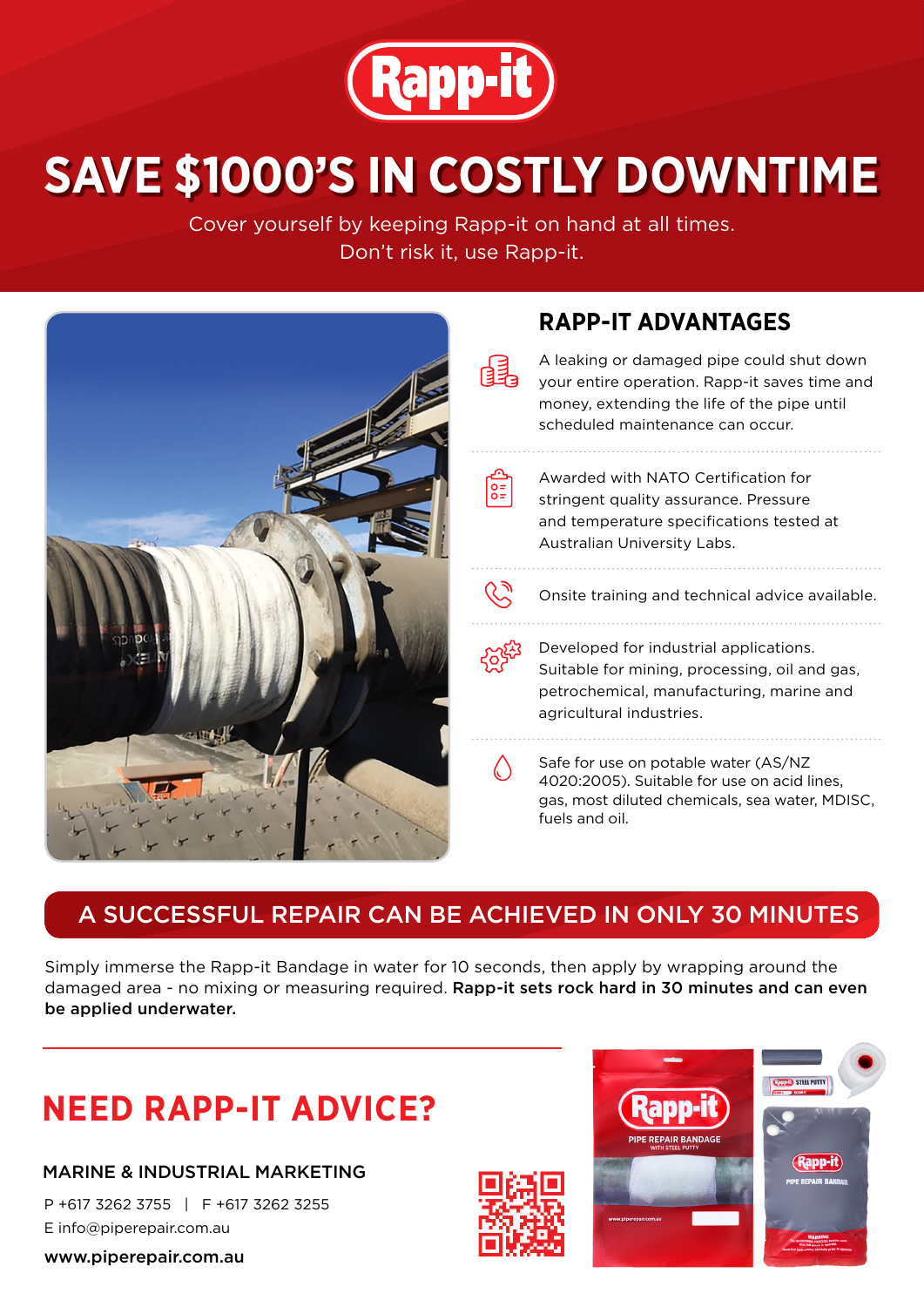# SAVE $1000’S IN COSTLY DOWNTIME

Cover yourself by keeping Rapp-it on hand at all times.
Don’t risk it, use Rapp-it.

## RAPP-IT ADVANTAGES

A leaking or damaged pipe could shut down your entire operation. Rapp-it saves time and money, extending the life of the pipe until scheduled maintenance can occur.

Awarded with NATO Certification for stringent quality assurance. Pressure and temperature specifications tested at Australian University Labs.

Onsite training and technical advice available.

Developed for industrial applications. Suitable for mining, processing, oil and gas, petrochemical, manufacturing, marine and agricultural industries.

Safe for use on potable water (AS/NZ 4020:2005). Suitable for use on acid lines, gas, most diluted chemicals, sea water, MDISC, fuels and oil.

## A SUCCESSFUL REPAIR CAN BE ACHIEVED IN ONLY 30 MINUTES

Simply immerse the Rapp-it Bandage in water for 10 seconds, then apply by wrapping around the damaged area - no mixing or measuring required. **Rapp-it sets rock hard in 30 minutes and can even be applied underwater.**

## NEED RAPP-IT ADVICE?

MARINE & INDUSTRIAL MARKETING

P +617 3262 3755 | F +617 3262 3255

E info@piperepair.com.au

www.piperepair.com.au